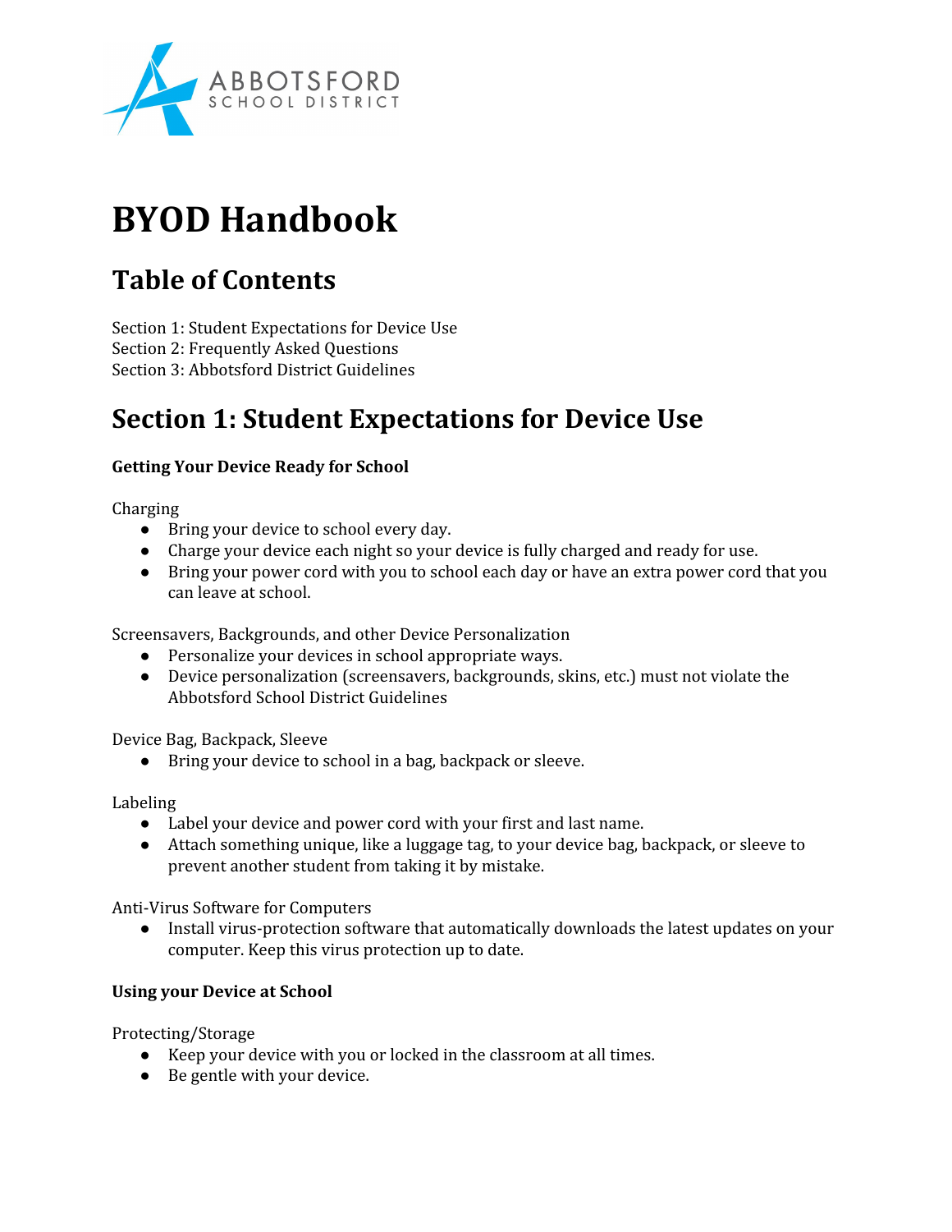# BYOD Handbook

## Table of Contents

Section 1: Student Expectations for Device Use
Section 2: Frequently Asked Questions
Section 3: Abbotsford District Guidelines

## Section 1: Student Expectations for Device Use

**Getting Your Device Ready for School**

Charging

- Bring your device to school every day.
- Charge your device each night so your device is fully charged and ready for use.
- Bring your power cord with you to school each day or have an extra power cord that you can leave at school.

Screensavers, Backgrounds, and other Device Personalization

- Personalize your devices in school appropriate ways.
- Device personalization (screensavers, backgrounds, skins, etc.) must not violate the Abbotsford School District Guidelines

Device Bag, Backpack, Sleeve

- Bring your device to school in a bag, backpack or sleeve.

Labeling

- Label your device and power cord with your first and last name.
- Attach something unique, like a luggage tag, to your device bag, backpack, or sleeve to prevent another student from taking it by mistake.

Anti-Virus Software for Computers

- Install virus-protection software that automatically downloads the latest updates on your computer. Keep this virus protection up to date.

**Using your Device at School**

Protecting/Storage

- Keep your device with you or locked in the classroom at all times.
- Be gentle with your device.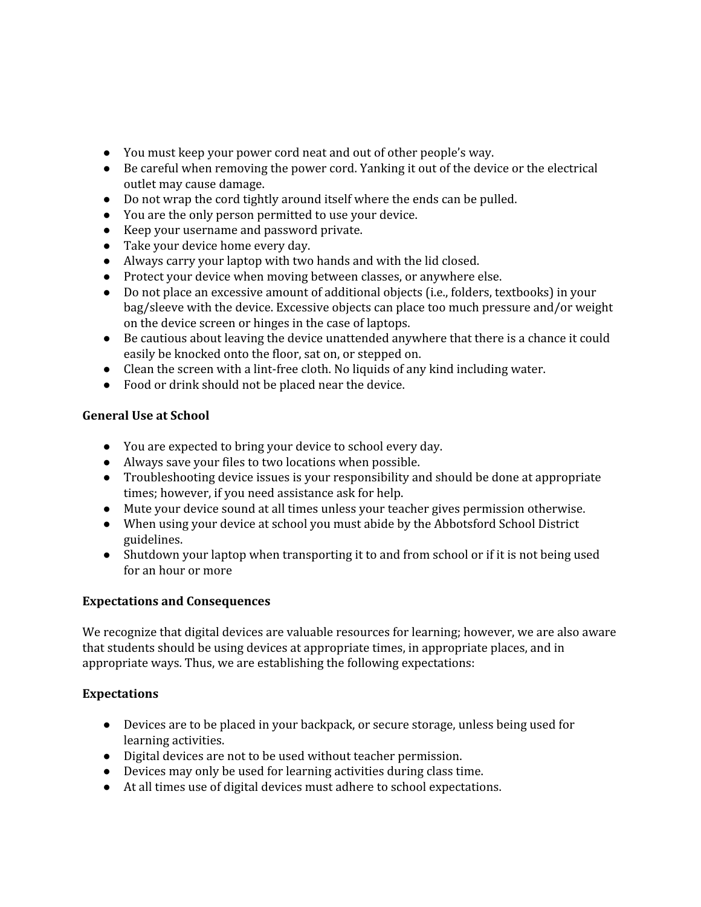- You must keep your power cord neat and out of other people's way.
- Be careful when removing the power cord. Yanking it out of the device or the electrical outlet may cause damage.
- Do not wrap the cord tightly around itself where the ends can be pulled.
- You are the only person permitted to use your device.
- Keep your username and password private.
- Take your device home every day.
- Always carry your laptop with two hands and with the lid closed.
- Protect your device when moving between classes, or anywhere else.
- Do not place an excessive amount of additional objects (i.e., folders, textbooks) in your bag/sleeve with the device. Excessive objects can place too much pressure and/or weight on the device screen or hinges in the case of laptops.
- Be cautious about leaving the device unattended anywhere that there is a chance it could easily be knocked onto the floor, sat on, or stepped on.
- Clean the screen with a lint-free cloth. No liquids of any kind including water.
- Food or drink should not be placed near the device.

**General Use at School**

- You are expected to bring your device to school every day.
- Always save your files to two locations when possible.
- Troubleshooting device issues is your responsibility and should be done at appropriate times; however, if you need assistance ask for help.
- Mute your device sound at all times unless your teacher gives permission otherwise.
- When using your device at school you must abide by the Abbotsford School District guidelines.
- Shutdown your laptop when transporting it to and from school or if it is not being used for an hour or more

**Expectations and Consequences**

We recognize that digital devices are valuable resources for learning; however, we are also aware that students should be using devices at appropriate times, in appropriate places, and in appropriate ways. Thus, we are establishing the following expectations:

**Expectations**

- Devices are to be placed in your backpack, or secure storage, unless being used for learning activities.
- Digital devices are not to be used without teacher permission.
- Devices may only be used for learning activities during class time.
- At all times use of digital devices must adhere to school expectations.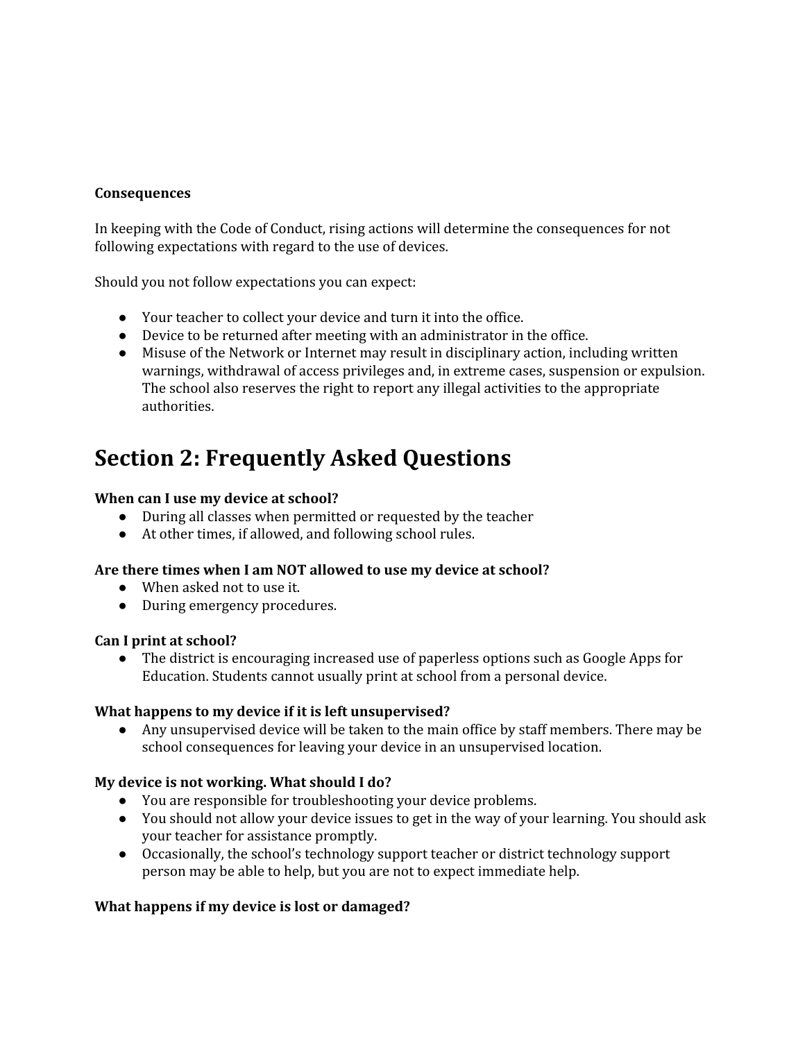**Consequences**

In keeping with the Code of Conduct, rising actions will determine the consequences for not following expectations with regard to the use of devices.

Should you not follow expectations you can expect:

- Your teacher to collect your device and turn it into the office.
- Device to be returned after meeting with an administrator in the office.
- Misuse of the Network or Internet may result in disciplinary action, including written warnings, withdrawal of access privileges and, in extreme cases, suspension or expulsion. The school also reserves the right to report any illegal activities to the appropriate authorities.

# Section 2: Frequently Asked Questions

**When can I use my device at school?**

- During all classes when permitted or requested by the teacher
- At other times, if allowed, and following school rules.

**Are there times when I am NOT allowed to use my device at school?**

- When asked not to use it.
- During emergency procedures.

**Can I print at school?**

- The district is encouraging increased use of paperless options such as Google Apps for Education. Students cannot usually print at school from a personal device.

**What happens to my device if it is left unsupervised?**

- Any unsupervised device will be taken to the main office by staff members. There may be school consequences for leaving your device in an unsupervised location.

**My device is not working. What should I do?**

- You are responsible for troubleshooting your device problems.
- You should not allow your device issues to get in the way of your learning. You should ask your teacher for assistance promptly.
- Occasionally, the school's technology support teacher or district technology support person may be able to help, but you are not to expect immediate help.

**What happens if my device is lost or damaged?**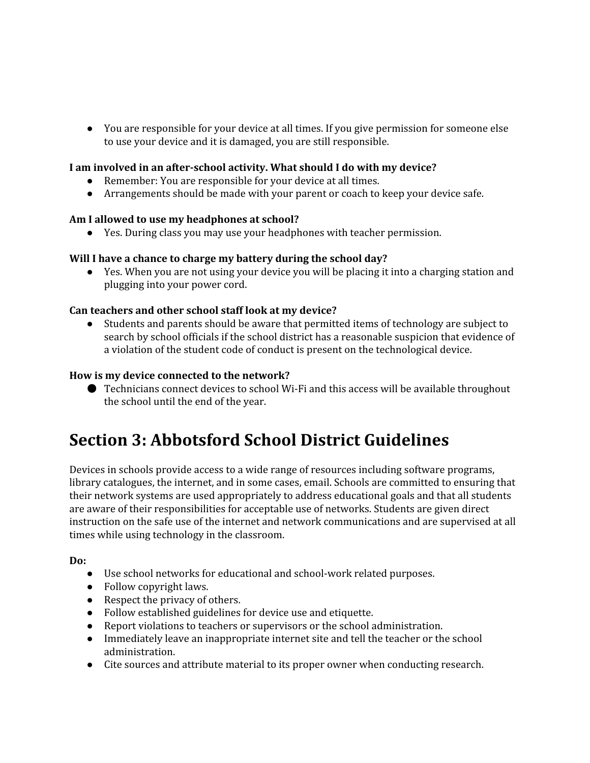- You are responsible for your device at all times. If you give permission for someone else to use your device and it is damaged, you are still responsible.

**I am involved in an after-school activity. What should I do with my device?**

- Remember: You are responsible for your device at all times.
- Arrangements should be made with your parent or coach to keep your device safe.

**Am I allowed to use my headphones at school?**

- Yes. During class you may use your headphones with teacher permission.

**Will I have a chance to charge my battery during the school day?**

- Yes. When you are not using your device you will be placing it into a charging station and plugging into your power cord.

**Can teachers and other school staff look at my device?**

- Students and parents should be aware that permitted items of technology are subject to search by school officials if the school district has a reasonable suspicion that evidence of a violation of the student code of conduct is present on the technological device.

**How is my device connected to the network?**

- Technicians connect devices to school Wi-Fi and this access will be available throughout the school until the end of the year.

# Section 3: Abbotsford School District Guidelines

Devices in schools provide access to a wide range of resources including software programs, library catalogues, the internet, and in some cases, email. Schools are committed to ensuring that their network systems are used appropriately to address educational goals and that all students are aware of their responsibilities for acceptable use of networks. Students are given direct instruction on the safe use of the internet and network communications and are supervised at all times while using technology in the classroom.

**Do:**

- Use school networks for educational and school-work related purposes.
- Follow copyright laws.
- Respect the privacy of others.
- Follow established guidelines for device use and etiquette.
- Report violations to teachers or supervisors or the school administration.
- Immediately leave an inappropriate internet site and tell the teacher or the school administration.
- Cite sources and attribute material to its proper owner when conducting research.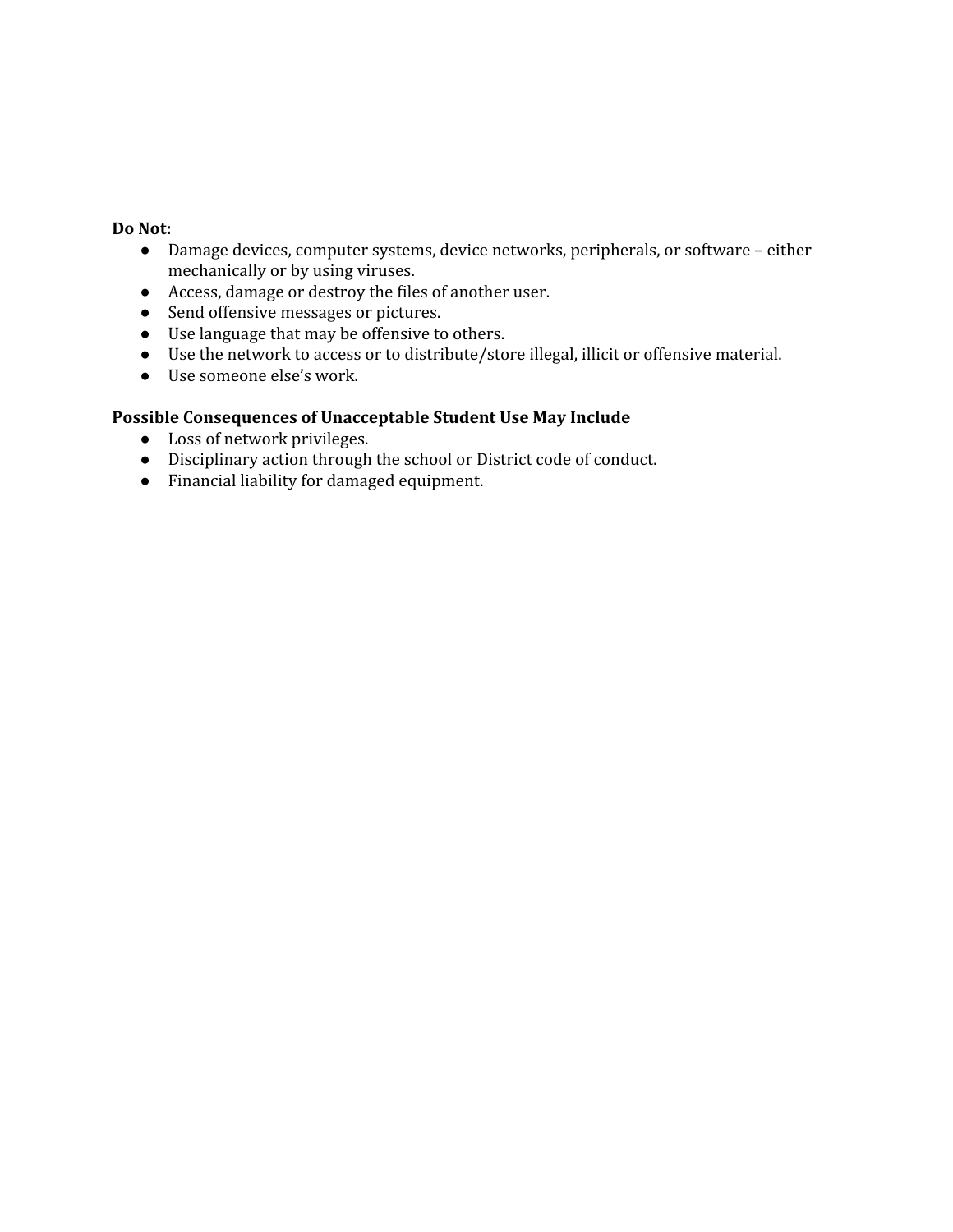**Do Not:**

- Damage devices, computer systems, device networks, peripherals, or software – either mechanically or by using viruses.
- Access, damage or destroy the files of another user.
- Send offensive messages or pictures.
- Use language that may be offensive to others.
- Use the network to access or to distribute/store illegal, illicit or offensive material.
- Use someone else's work.

**Possible Consequences of Unacceptable Student Use May Include**

- Loss of network privileges.
- Disciplinary action through the school or District code of conduct.
- Financial liability for damaged equipment.